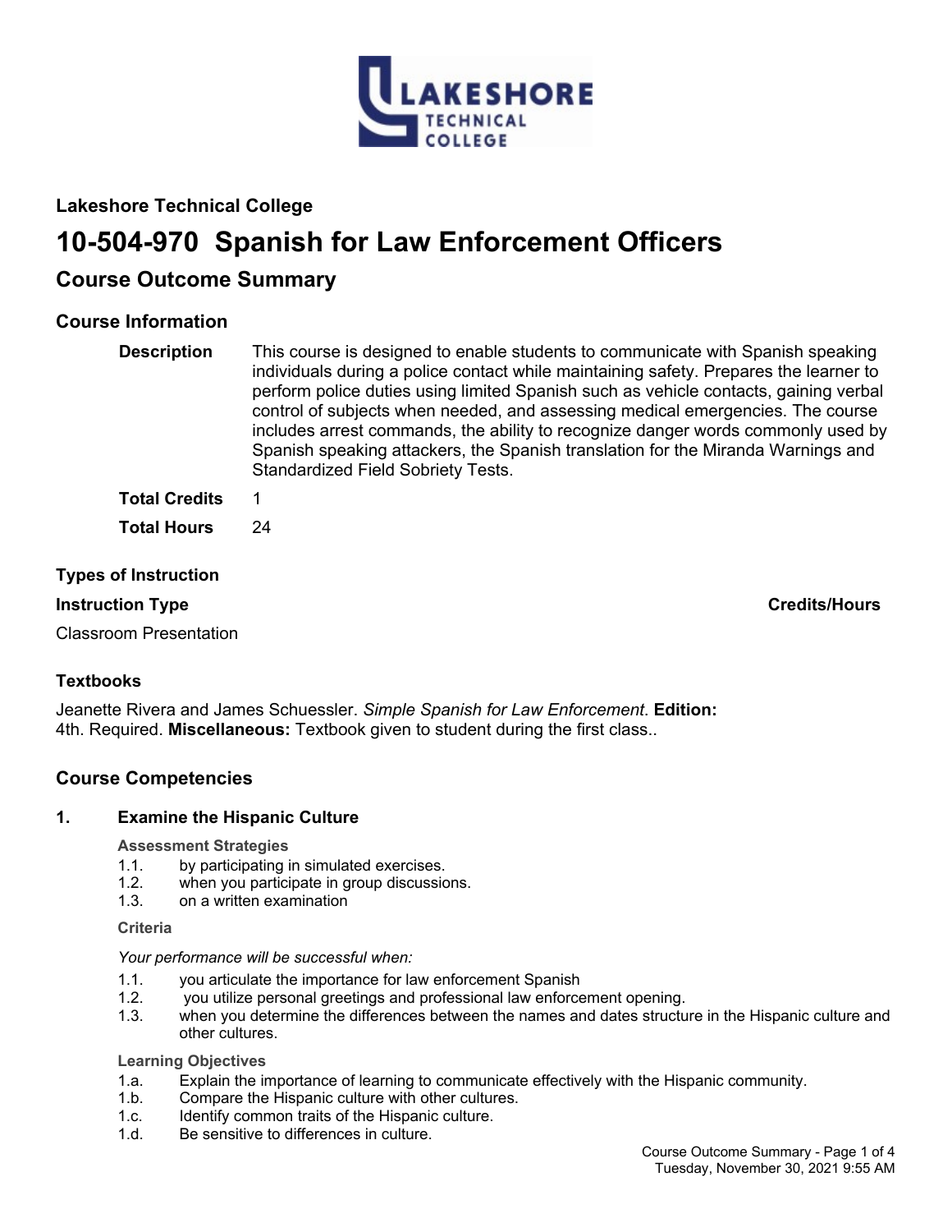## Lakeshore Technical College

# 10-504-970 Spanish for Law Enforcement Officers

## Course Outcome Summary

### Course Information

**Description** This course is designed to enable students to communicate with Spanish speaking individuals during a police contact while maintaining safety. Prepares the learner to perform police duties using limited Spanish such as vehicle contacts, gaining verbal control of subjects when needed, and assessing medical emergencies. The course includes arrest commands, the ability to recognize danger words commonly used by Spanish speaking attackers, the Spanish translation for the Miranda Warnings and Standardized Field Sobriety Tests.

**Total Credits** 1

**Total Hours** 24

### Types of Instruction

| Instruction Type | Credits/Hours |
|---|---|
| Classroom Presentation | |

### Textbooks

Jeanette Rivera and James Schuessler. *Simple Spanish for Law Enforcement*. **Edition:** 4th. Required. **Miscellaneous:** Textbook given to student during the first class..

### Course Competencies

#### 1. Examine the Hispanic Culture

**Assessment Strategies**

1.1. by participating in simulated exercises.
1.2. when you participate in group discussions.
1.3. on a written examination

**Criteria**

*Your performance will be successful when:*

1.1. you articulate the importance for law enforcement Spanish
1.2. you utilize personal greetings and professional law enforcement opening.
1.3. when you determine the differences between the names and dates structure in the Hispanic culture and other cultures.

**Learning Objectives**

1.a. Explain the importance of learning to communicate effectively with the Hispanic community.
1.b. Compare the Hispanic culture with other cultures.
1.c. Identify common traits of the Hispanic culture.
1.d. Be sensitive to differences in culture.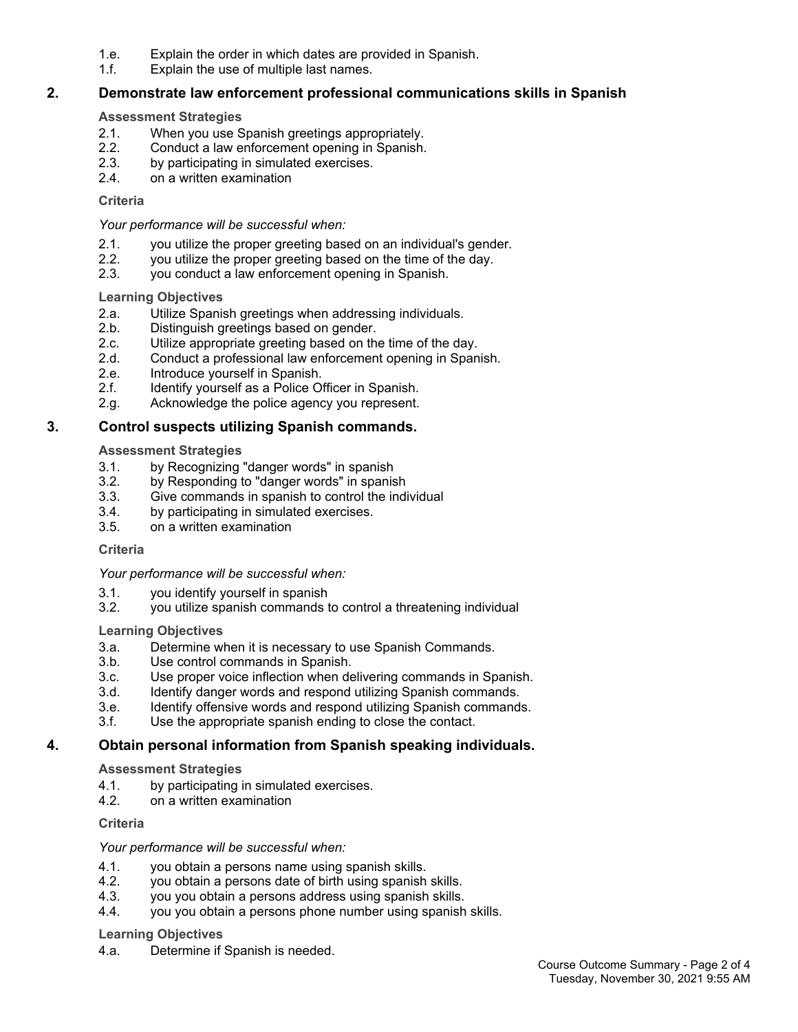1.e. Explain the order in which dates are provided in Spanish.
1.f. Explain the use of multiple last names.

## 2. Demonstrate law enforcement professional communications skills in Spanish

**Assessment Strategies**

2.1. When you use Spanish greetings appropriately.
2.2. Conduct a law enforcement opening in Spanish.
2.3. by participating in simulated exercises.
2.4. on a written examination

**Criteria**

*Your performance will be successful when:*

2.1. you utilize the proper greeting based on an individual's gender.
2.2. you utilize the proper greeting based on the time of the day.
2.3. you conduct a law enforcement opening in Spanish.

**Learning Objectives**

2.a. Utilize Spanish greetings when addressing individuals.
2.b. Distinguish greetings based on gender.
2.c. Utilize appropriate greeting based on the time of the day.
2.d. Conduct a professional law enforcement opening in Spanish.
2.e. Introduce yourself in Spanish.
2.f. Identify yourself as a Police Officer in Spanish.
2.g. Acknowledge the police agency you represent.

## 3. Control suspects utilizing Spanish commands.

**Assessment Strategies**

3.1. by Recognizing "danger words" in spanish
3.2. by Responding to "danger words" in spanish
3.3. Give commands in spanish to control the individual
3.4. by participating in simulated exercises.
3.5. on a written examination

**Criteria**

*Your performance will be successful when:*

3.1. you identify yourself in spanish
3.2. you utilize spanish commands to control a threatening individual

**Learning Objectives**

3.a. Determine when it is necessary to use Spanish Commands.
3.b. Use control commands in Spanish.
3.c. Use proper voice inflection when delivering commands in Spanish.
3.d. Identify danger words and respond utilizing Spanish commands.
3.e. Identify offensive words and respond utilizing Spanish commands.
3.f. Use the appropriate spanish ending to close the contact.

## 4. Obtain personal information from Spanish speaking individuals.

**Assessment Strategies**

4.1. by participating in simulated exercises.
4.2. on a written examination

**Criteria**

*Your performance will be successful when:*

4.1. you obtain a persons name using spanish skills.
4.2. you obtain a persons date of birth using spanish skills.
4.3. you you obtain a persons address using spanish skills.
4.4. you you obtain a persons phone number using spanish skills.

**Learning Objectives**

4.a. Determine if Spanish is needed.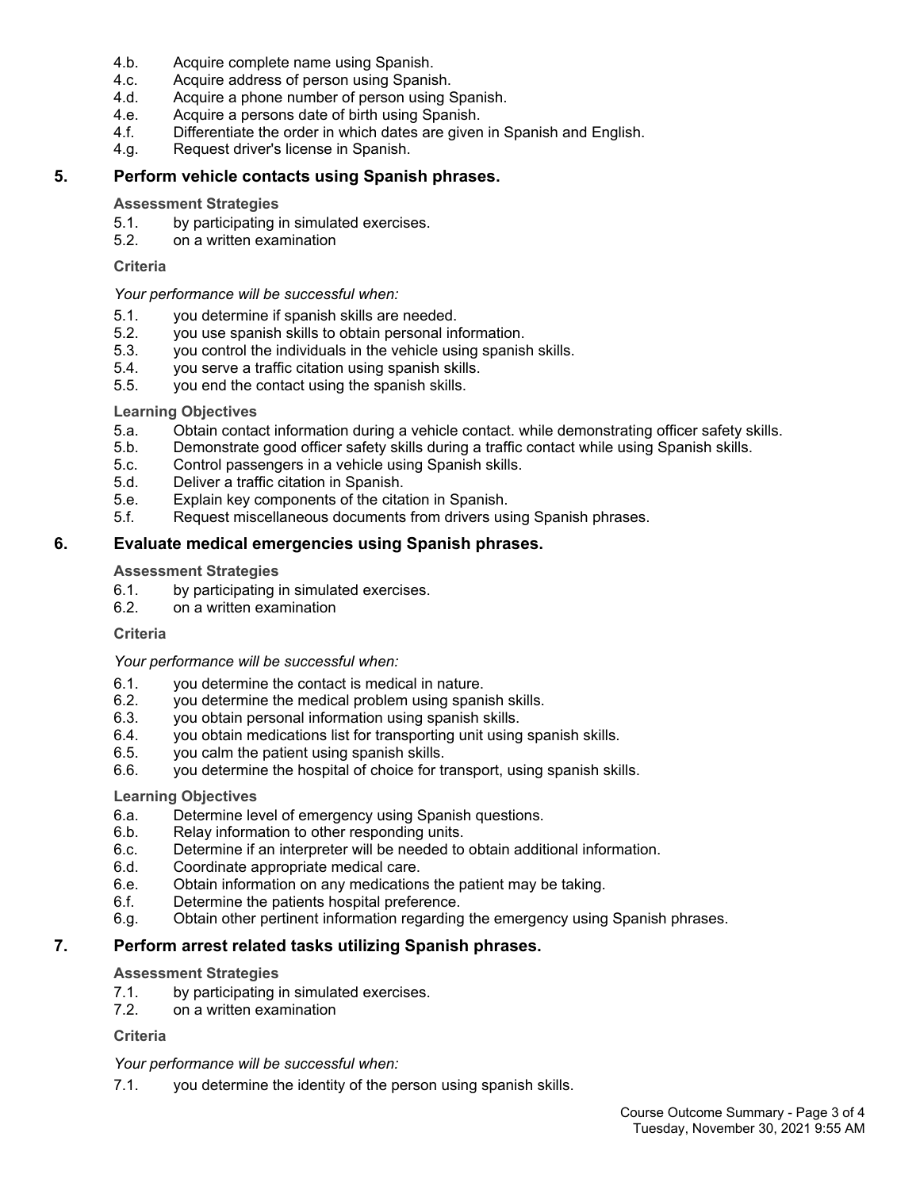4.b. Acquire complete name using Spanish.
4.c. Acquire address of person using Spanish.
4.d. Acquire a phone number of person using Spanish.
4.e. Acquire a persons date of birth using Spanish.
4.f. Differentiate the order in which dates are given in Spanish and English.
4.g. Request driver's license in Spanish.

## 5. Perform vehicle contacts using Spanish phrases.

**Assessment Strategies**

5.1. by participating in simulated exercises.
5.2. on a written examination

**Criteria**

*Your performance will be successful when:*

5.1. you determine if spanish skills are needed.
5.2. you use spanish skills to obtain personal information.
5.3. you control the individuals in the vehicle using spanish skills.
5.4. you serve a traffic citation using spanish skills.
5.5. you end the contact using the spanish skills.

**Learning Objectives**

5.a. Obtain contact information during a vehicle contact. while demonstrating officer safety skills.
5.b. Demonstrate good officer safety skills during a traffic contact while using Spanish skills.
5.c. Control passengers in a vehicle using Spanish skills.
5.d. Deliver a traffic citation in Spanish.
5.e. Explain key components of the citation in Spanish.
5.f. Request miscellaneous documents from drivers using Spanish phrases.

## 6. Evaluate medical emergencies using Spanish phrases.

**Assessment Strategies**

6.1. by participating in simulated exercises.
6.2. on a written examination

**Criteria**

*Your performance will be successful when:*

6.1. you determine the contact is medical in nature.
6.2. you determine the medical problem using spanish skills.
6.3. you obtain personal information using spanish skills.
6.4. you obtain medications list for transporting unit using spanish skills.
6.5. you calm the patient using spanish skills.
6.6. you determine the hospital of choice for transport, using spanish skills.

**Learning Objectives**

6.a. Determine level of emergency using Spanish questions.
6.b. Relay information to other responding units.
6.c. Determine if an interpreter will be needed to obtain additional information.
6.d. Coordinate appropriate medical care.
6.e. Obtain information on any medications the patient may be taking.
6.f. Determine the patients hospital preference.
6.g. Obtain other pertinent information regarding the emergency using Spanish phrases.

## 7. Perform arrest related tasks utilizing Spanish phrases.

**Assessment Strategies**

7.1. by participating in simulated exercises.
7.2. on a written examination

**Criteria**

*Your performance will be successful when:*

7.1. you determine the identity of the person using spanish skills.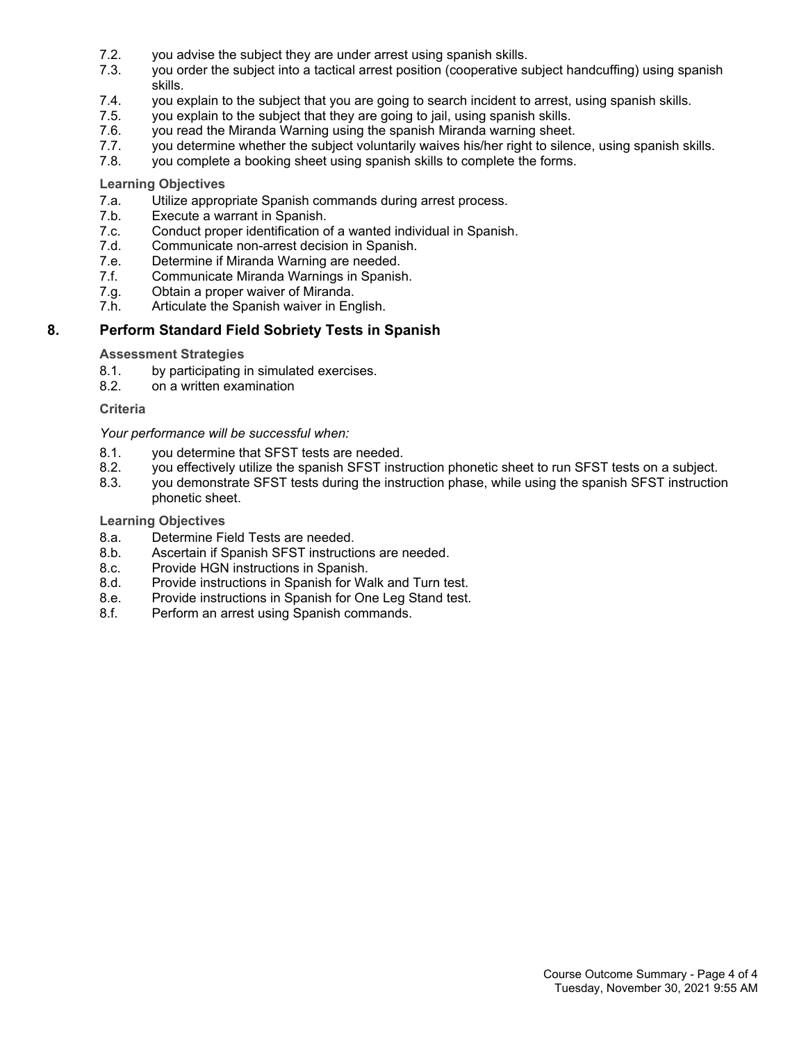7.2. you advise the subject they are under arrest using spanish skills.
7.3. you order the subject into a tactical arrest position (cooperative subject handcuffing) using spanish skills.
7.4. you explain to the subject that you are going to search incident to arrest, using spanish skills.
7.5. you explain to the subject that they are going to jail, using spanish skills.
7.6. you read the Miranda Warning using the spanish Miranda warning sheet.
7.7. you determine whether the subject voluntarily waives his/her right to silence, using spanish skills.
7.8. you complete a booking sheet using spanish skills to complete the forms.

**Learning Objectives**

7.a. Utilize appropriate Spanish commands during arrest process.
7.b. Execute a warrant in Spanish.
7.c. Conduct proper identification of a wanted individual in Spanish.
7.d. Communicate non-arrest decision in Spanish.
7.e. Determine if Miranda Warning are needed.
7.f. Communicate Miranda Warnings in Spanish.
7.g. Obtain a proper waiver of Miranda.
7.h. Articulate the Spanish waiver in English.

## 8. Perform Standard Field Sobriety Tests in Spanish

**Assessment Strategies**

8.1. by participating in simulated exercises.
8.2. on a written examination

**Criteria**

*Your performance will be successful when:*

8.1. you determine that SFST tests are needed.
8.2. you effectively utilize the spanish SFST instruction phonetic sheet to run SFST tests on a subject.
8.3. you demonstrate SFST tests during the instruction phase, while using the spanish SFST instruction phonetic sheet.

**Learning Objectives**

8.a. Determine Field Tests are needed.
8.b. Ascertain if Spanish SFST instructions are needed.
8.c. Provide HGN instructions in Spanish.
8.d. Provide instructions in Spanish for Walk and Turn test.
8.e. Provide instructions in Spanish for One Leg Stand test.
8.f. Perform an arrest using Spanish commands.